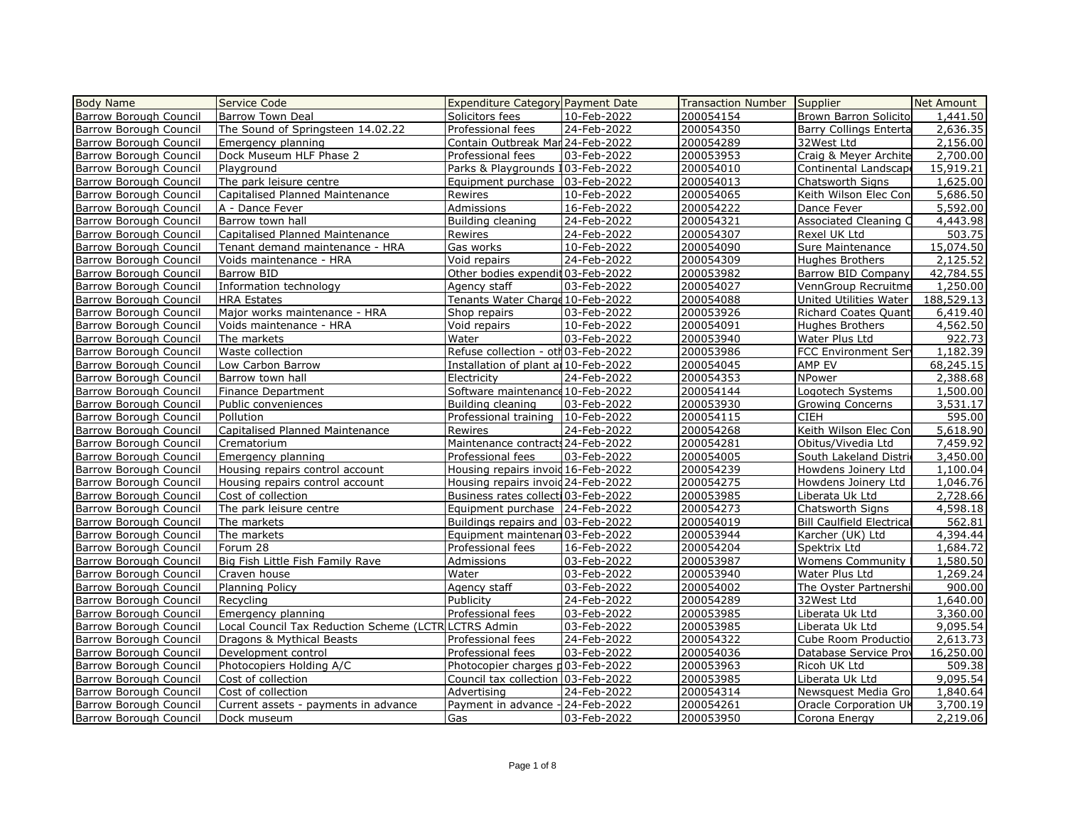| Body Name | Service Code | Expenditure Category | Payment Date | Transaction Number | Supplier | Net Amount |
|---|---|---|---|---|---|---|
| Barrow Borough Council | Barrow Town Deal | Solicitors fees | 10-Feb-2022 | 200054154 | Brown Barron Solicito | 1,441.50 |
| Barrow Borough Council | The Sound of Springsteen 14.02.22 | Professional fees | 24-Feb-2022 | 200054350 | Barry Collings Enterta | 2,636.35 |
| Barrow Borough Council | Emergency planning | Contain Outbreak Mar | 24-Feb-2022 | 200054289 | 32West Ltd | 2,156.00 |
| Barrow Borough Council | Dock Museum HLF Phase 2 | Professional fees | 03-Feb-2022 | 200053953 | Craig & Meyer Archite | 2,700.00 |
| Barrow Borough Council | Playground | Parks & Playgrounds I | 03-Feb-2022 | 200054010 | Continental Landscap | 15,919.21 |
| Barrow Borough Council | The park leisure centre | Equipment purchase | 03-Feb-2022 | 200054013 | Chatsworth Signs | 1,625.00 |
| Barrow Borough Council | Capitalised Planned Maintenance | Rewires | 10-Feb-2022 | 200054065 | Keith Wilson Elec Con | 5,686.50 |
| Barrow Borough Council | A - Dance Fever | Admissions | 16-Feb-2022 | 200054222 | Dance Fever | 5,592.00 |
| Barrow Borough Council | Barrow town hall | Building cleaning | 24-Feb-2022 | 200054321 | Associated Cleaning C | 4,443.98 |
| Barrow Borough Council | Capitalised Planned Maintenance | Rewires | 24-Feb-2022 | 200054307 | Rexel UK Ltd | 503.75 |
| Barrow Borough Council | Tenant demand maintenance - HRA | Gas works | 10-Feb-2022 | 200054090 | Sure Maintenance | 15,074.50 |
| Barrow Borough Council | Voids maintenance - HRA | Void repairs | 24-Feb-2022 | 200054309 | Hughes Brothers | 2,125.52 |
| Barrow Borough Council | Barrow BID | Other bodies expendit | 03-Feb-2022 | 200053982 | Barrow BID Company | 42,784.55 |
| Barrow Borough Council | Information technology | Agency staff | 03-Feb-2022 | 200054027 | VennGroup Recruitme | 1,250.00 |
| Barrow Borough Council | HRA Estates | Tenants Water Charge | 10-Feb-2022 | 200054088 | United Utilities Water | 188,529.13 |
| Barrow Borough Council | Major works maintenance - HRA | Shop repairs | 03-Feb-2022 | 200053926 | Richard Coates Quant | 6,419.40 |
| Barrow Borough Council | Voids maintenance - HRA | Void repairs | 10-Feb-2022 | 200054091 | Hughes Brothers | 4,562.50 |
| Barrow Borough Council | The markets | Water | 03-Feb-2022 | 200053940 | Water Plus Ltd | 922.73 |
| Barrow Borough Council | Waste collection | Refuse collection - oth | 03-Feb-2022 | 200053986 | FCC Environment Serv | 1,182.39 |
| Barrow Borough Council | Low Carbon Barrow | Installation of plant ar | 10-Feb-2022 | 200054045 | AMP EV | 68,245.15 |
| Barrow Borough Council | Barrow town hall | Electricity | 24-Feb-2022 | 200054353 | NPower | 2,388.68 |
| Barrow Borough Council | Finance Department | Software maintenance | 10-Feb-2022 | 200054144 | Logotech Systems | 1,500.00 |
| Barrow Borough Council | Public conveniences | Building cleaning | 03-Feb-2022 | 200053930 | Growing Concerns | 3,531.17 |
| Barrow Borough Council | Pollution | Professional training | 10-Feb-2022 | 200054115 | CIEH | 595.00 |
| Barrow Borough Council | Capitalised Planned Maintenance | Rewires | 24-Feb-2022 | 200054268 | Keith Wilson Elec Con | 5,618.90 |
| Barrow Borough Council | Crematorium | Maintenance contracts | 24-Feb-2022 | 200054281 | Obitus/Vivedia Ltd | 7,459.92 |
| Barrow Borough Council | Emergency planning | Professional fees | 03-Feb-2022 | 200054005 | South Lakeland Distri | 3,450.00 |
| Barrow Borough Council | Housing repairs control account | Housing repairs invoic | 16-Feb-2022 | 200054239 | Howdens Joinery Ltd | 1,100.04 |
| Barrow Borough Council | Housing repairs control account | Housing repairs invoic | 24-Feb-2022 | 200054275 | Howdens Joinery Ltd | 1,046.76 |
| Barrow Borough Council | Cost of collection | Business rates collecti | 03-Feb-2022 | 200053985 | Liberata Uk Ltd | 2,728.66 |
| Barrow Borough Council | The park leisure centre | Equipment purchase | 24-Feb-2022 | 200054273 | Chatsworth Signs | 4,598.18 |
| Barrow Borough Council | The markets | Buildings repairs and | 03-Feb-2022 | 200054019 | Bill Caulfield Electrica | 562.81 |
| Barrow Borough Council | The markets | Equipment maintenan | 03-Feb-2022 | 200053944 | Karcher (UK) Ltd | 4,394.44 |
| Barrow Borough Council | Forum 28 | Professional fees | 16-Feb-2022 | 200054204 | Spektrix Ltd | 1,684.72 |
| Barrow Borough Council | Big Fish Little Fish Family Rave | Admissions | 03-Feb-2022 | 200053987 | Womens Community | 1,580.50 |
| Barrow Borough Council | Craven house | Water | 03-Feb-2022 | 200053940 | Water Plus Ltd | 1,269.24 |
| Barrow Borough Council | Planning Policy | Agency staff | 03-Feb-2022 | 200054002 | The Oyster Partnershi | 900.00 |
| Barrow Borough Council | Recycling | Publicity | 24-Feb-2022 | 200054289 | 32West Ltd | 1,640.00 |
| Barrow Borough Council | Emergency planning | Professional fees | 03-Feb-2022 | 200053985 | Liberata Uk Ltd | 3,360.00 |
| Barrow Borough Council | Local Council Tax Reduction Scheme (LCTR | LCTRS Admin | 03-Feb-2022 | 200053985 | Liberata Uk Ltd | 9,095.54 |
| Barrow Borough Council | Dragons & Mythical Beasts | Professional fees | 24-Feb-2022 | 200054322 | Cube Room Productio | 2,613.73 |
| Barrow Borough Council | Development control | Professional fees | 03-Feb-2022 | 200054036 | Database Service Prov | 16,250.00 |
| Barrow Borough Council | Photocopiers Holding A/C | Photocopier charges p | 03-Feb-2022 | 200053963 | Ricoh UK Ltd | 509.38 |
| Barrow Borough Council | Cost of collection | Council tax collection | 03-Feb-2022 | 200053985 | Liberata Uk Ltd | 9,095.54 |
| Barrow Borough Council | Cost of collection | Advertising | 24-Feb-2022 | 200054314 | Newsquest Media Gro | 1,840.64 |
| Barrow Borough Council | Current assets - payments in advance | Payment in advance - | 24-Feb-2022 | 200054261 | Oracle Corporation UK | 3,700.19 |
| Barrow Borough Council | Dock museum | Gas | 03-Feb-2022 | 200053950 | Corona Energy | 2,219.06 |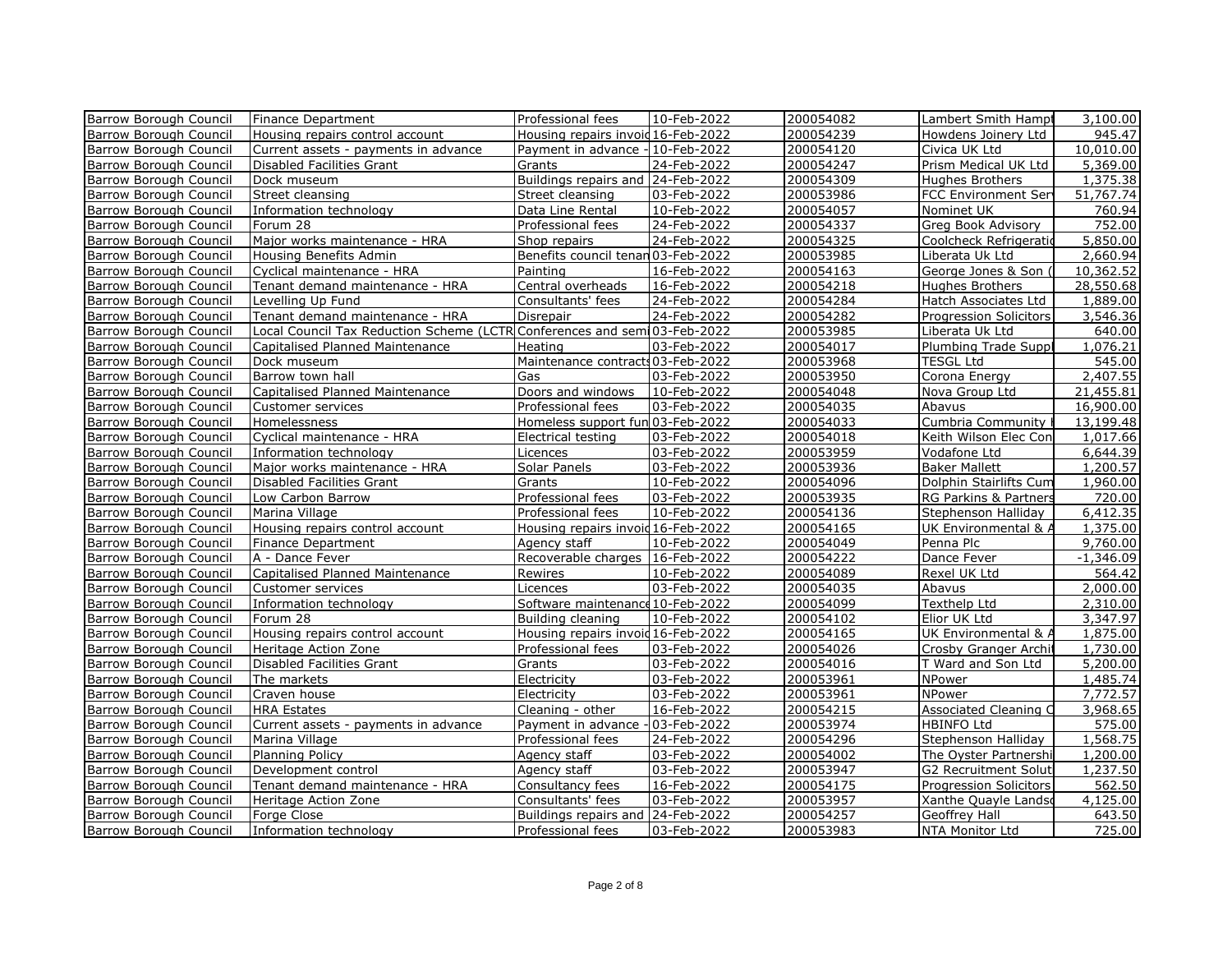| Barrow Borough Council | Finance Department | Professional fees | 10-Feb-2022 | 200054082 | Lambert Smith Hampt | 3,100.00 |
|---|---|---|---|---|---|---|
| Barrow Borough Council | Housing repairs control account | Housing repairs invoic | 16-Feb-2022 | 200054239 | Howdens Joinery Ltd | 945.47 |
| Barrow Borough Council | Current assets - payments in advance | Payment in advance - | 10-Feb-2022 | 200054120 | Civica UK Ltd | 10,010.00 |
| Barrow Borough Council | Disabled Facilities Grant | Grants | 24-Feb-2022 | 200054247 | Prism Medical UK Ltd | 5,369.00 |
| Barrow Borough Council | Dock museum | Buildings repairs and | 24-Feb-2022 | 200054309 | Hughes Brothers | 1,375.38 |
| Barrow Borough Council | Street cleansing | Street cleansing | 03-Feb-2022 | 200053986 | FCC Environment Serv | 51,767.74 |
| Barrow Borough Council | Information technology | Data Line Rental | 10-Feb-2022 | 200054057 | Nominet UK | 760.94 |
| Barrow Borough Council | Forum 28 | Professional fees | 24-Feb-2022 | 200054337 | Greg Book Advisory | 752.00 |
| Barrow Borough Council | Major works maintenance - HRA | Shop repairs | 24-Feb-2022 | 200054325 | Coolcheck Refrigeratio | 5,850.00 |
| Barrow Borough Council | Housing Benefits Admin | Benefits council tenan | 03-Feb-2022 | 200053985 | Liberata Uk Ltd | 2,660.94 |
| Barrow Borough Council | Cyclical maintenance - HRA | Painting | 16-Feb-2022 | 200054163 | George Jones & Son ( | 10,362.52 |
| Barrow Borough Council | Tenant demand maintenance - HRA | Central overheads | 16-Feb-2022 | 200054218 | Hughes Brothers | 28,550.68 |
| Barrow Borough Council | Levelling Up Fund | Consultants' fees | 24-Feb-2022 | 200054284 | Hatch Associates Ltd | 1,889.00 |
| Barrow Borough Council | Tenant demand maintenance - HRA | Disrepair | 24-Feb-2022 | 200054282 | Progression Solicitors | 3,546.36 |
| Barrow Borough Council | Local Council Tax Reduction Scheme (LCTR | Conferences and semi | 03-Feb-2022 | 200053985 | Liberata Uk Ltd | 640.00 |
| Barrow Borough Council | Capitalised Planned Maintenance | Heating | 03-Feb-2022 | 200054017 | Plumbing Trade Suppl | 1,076.21 |
| Barrow Borough Council | Dock museum | Maintenance contracts | 03-Feb-2022 | 200053968 | TESGL Ltd | 545.00 |
| Barrow Borough Council | Barrow town hall | Gas | 03-Feb-2022 | 200053950 | Corona Energy | 2,407.55 |
| Barrow Borough Council | Capitalised Planned Maintenance | Doors and windows | 10-Feb-2022 | 200054048 | Nova Group Ltd | 21,455.81 |
| Barrow Borough Council | Customer services | Professional fees | 03-Feb-2022 | 200054035 | Abavus | 16,900.00 |
| Barrow Borough Council | Homelessness | Homeless support fun | 03-Feb-2022 | 200054033 | Cumbria Community I | 13,199.48 |
| Barrow Borough Council | Cyclical maintenance - HRA | Electrical testing | 03-Feb-2022 | 200054018 | Keith Wilson Elec Con | 1,017.66 |
| Barrow Borough Council | Information technology | Licences | 03-Feb-2022 | 200053959 | Vodafone Ltd | 6,644.39 |
| Barrow Borough Council | Major works maintenance - HRA | Solar Panels | 03-Feb-2022 | 200053936 | Baker Mallett | 1,200.57 |
| Barrow Borough Council | Disabled Facilities Grant | Grants | 10-Feb-2022 | 200054096 | Dolphin Stairlifts Cum | 1,960.00 |
| Barrow Borough Council | Low Carbon Barrow | Professional fees | 03-Feb-2022 | 200053935 | RG Parkins & Partners | 720.00 |
| Barrow Borough Council | Marina Village | Professional fees | 10-Feb-2022 | 200054136 | Stephenson Halliday | 6,412.35 |
| Barrow Borough Council | Housing repairs control account | Housing repairs invoic | 16-Feb-2022 | 200054165 | UK Environmental & A | 1,375.00 |
| Barrow Borough Council | Finance Department | Agency staff | 10-Feb-2022 | 200054049 | Penna Plc | 9,760.00 |
| Barrow Borough Council | A - Dance Fever | Recoverable charges | 16-Feb-2022 | 200054222 | Dance Fever | -1,346.09 |
| Barrow Borough Council | Capitalised Planned Maintenance | Rewires | 10-Feb-2022 | 200054089 | Rexel UK Ltd | 564.42 |
| Barrow Borough Council | Customer services | Licences | 03-Feb-2022 | 200054035 | Abavus | 2,000.00 |
| Barrow Borough Council | Information technology | Software maintenance | 10-Feb-2022 | 200054099 | Texthelp Ltd | 2,310.00 |
| Barrow Borough Council | Forum 28 | Building cleaning | 10-Feb-2022 | 200054102 | Elior UK Ltd | 3,347.97 |
| Barrow Borough Council | Housing repairs control account | Housing repairs invoic | 16-Feb-2022 | 200054165 | UK Environmental & A | 1,875.00 |
| Barrow Borough Council | Heritage Action Zone | Professional fees | 03-Feb-2022 | 200054026 | Crosby Granger Archit | 1,730.00 |
| Barrow Borough Council | Disabled Facilities Grant | Grants | 03-Feb-2022 | 200054016 | T Ward and Son Ltd | 5,200.00 |
| Barrow Borough Council | The markets | Electricity | 03-Feb-2022 | 200053961 | NPower | 1,485.74 |
| Barrow Borough Council | Craven house | Electricity | 03-Feb-2022 | 200053961 | NPower | 7,772.57 |
| Barrow Borough Council | HRA Estates | Cleaning - other | 16-Feb-2022 | 200054215 | Associated Cleaning C | 3,968.65 |
| Barrow Borough Council | Current assets - payments in advance | Payment in advance - | 03-Feb-2022 | 200053974 | HBINFO Ltd | 575.00 |
| Barrow Borough Council | Marina Village | Professional fees | 24-Feb-2022 | 200054296 | Stephenson Halliday | 1,568.75 |
| Barrow Borough Council | Planning Policy | Agency staff | 03-Feb-2022 | 200054002 | The Oyster Partnershi | 1,200.00 |
| Barrow Borough Council | Development control | Agency staff | 03-Feb-2022 | 200053947 | G2 Recruitment Solut | 1,237.50 |
| Barrow Borough Council | Tenant demand maintenance - HRA | Consultancy fees | 16-Feb-2022 | 200054175 | Progression Solicitors | 562.50 |
| Barrow Borough Council | Heritage Action Zone | Consultants' fees | 03-Feb-2022 | 200053957 | Xanthe Quayle Landsc | 4,125.00 |
| Barrow Borough Council | Forge Close | Buildings repairs and | 24-Feb-2022 | 200054257 | Geoffrey Hall | 643.50 |
| Barrow Borough Council | Information technology | Professional fees | 03-Feb-2022 | 200053983 | NTA Monitor Ltd | 725.00 |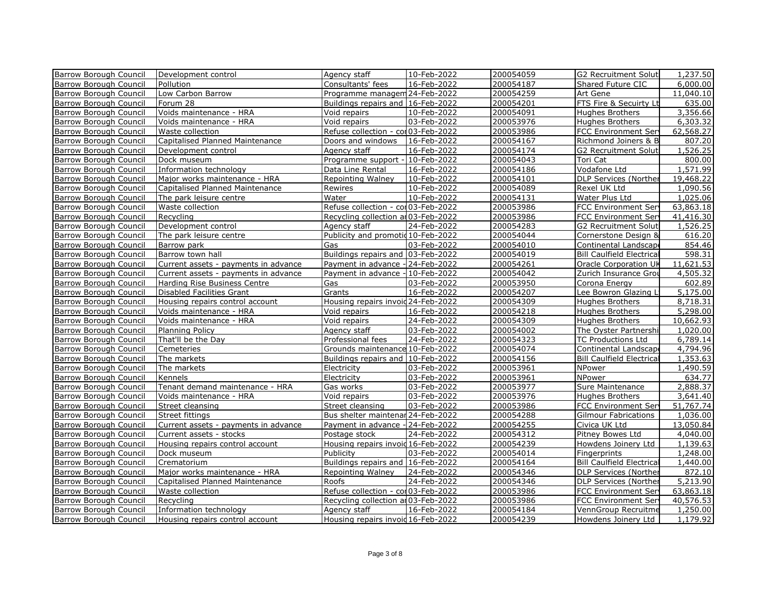| Barrow Borough Council | Development control | Agency staff | 10-Feb-2022 | 200054059 | G2 Recruitment Solut | 1,237.50 |
|---|---|---|---|---|---|---|
| Barrow Borough Council | Pollution | Consultants' fees | 16-Feb-2022 | 200054187 | Shared Future CIC | 6,000.00 |
| Barrow Borough Council | Low Carbon Barrow | Programme managem | 24-Feb-2022 | 200054259 | Art Gene | 11,040.10 |
| Barrow Borough Council | Forum 28 | Buildings repairs and | 16-Feb-2022 | 200054201 | FTS Fire & Secuirty Lt | 635.00 |
| Barrow Borough Council | Voids maintenance - HRA | Void repairs | 10-Feb-2022 | 200054091 | Hughes Brothers | 3,356.66 |
| Barrow Borough Council | Voids maintenance - HRA | Void repairs | 03-Feb-2022 | 200053976 | Hughes Brothers | 6,303.32 |
| Barrow Borough Council | Waste collection | Refuse collection - co | 03-Feb-2022 | 200053986 | FCC Environment Serv | 62,568.27 |
| Barrow Borough Council | Capitalised Planned Maintenance | Doors and windows | 16-Feb-2022 | 200054167 | Richmond Joiners & B | 807.20 |
| Barrow Borough Council | Development control | Agency staff | 16-Feb-2022 | 200054174 | G2 Recruitment Solut | 1,526.25 |
| Barrow Borough Council | Dock museum | Programme support - | 10-Feb-2022 | 200054043 | Tori Cat | 800.00 |
| Barrow Borough Council | Information technology | Data Line Rental | 16-Feb-2022 | 200054186 | Vodafone Ltd | 1,571.99 |
| Barrow Borough Council | Major works maintenance - HRA | Repointing Walney | 10-Feb-2022 | 200054101 | DLP Services (Norther | 19,468.22 |
| Barrow Borough Council | Capitalised Planned Maintenance | Rewires | 10-Feb-2022 | 200054089 | Rexel UK Ltd | 1,090.56 |
| Barrow Borough Council | The park leisure centre | Water | 10-Feb-2022 | 200054131 | Water Plus Ltd | 1,025.06 |
| Barrow Borough Council | Waste collection | Refuse collection - co | 03-Feb-2022 | 200053986 | FCC Environment Serv | 63,863.18 |
| Barrow Borough Council | Recycling | Recycling collection a | 03-Feb-2022 | 200053986 | FCC Environment Serv | 41,416.30 |
| Barrow Borough Council | Development control | Agency staff | 24-Feb-2022 | 200054283 | G2 Recruitment Solut | 1,526.25 |
| Barrow Borough Council | The park leisure centre | Publicity and promotio | 10-Feb-2022 | 200054044 | Cornerstone Design & | 616.20 |
| Barrow Borough Council | Barrow park | Gas | 03-Feb-2022 | 200054010 | Continental Landscap | 854.46 |
| Barrow Borough Council | Barrow town hall | Buildings repairs and | 03-Feb-2022 | 200054019 | Bill Caulfield Electrica | 598.31 |
| Barrow Borough Council | Current assets - payments in advance | Payment in advance - | 24-Feb-2022 | 200054261 | Oracle Corporation UK | 11,621.53 |
| Barrow Borough Council | Current assets - payments in advance | Payment in advance - | 10-Feb-2022 | 200054042 | Zurich Insurance Grou | 4,505.32 |
| Barrow Borough Council | Harding Rise Business Centre | Gas | 03-Feb-2022 | 200053950 | Corona Energy | 602.89 |
| Barrow Borough Council | Disabled Facilities Grant | Grants | 16-Feb-2022 | 200054207 | Lee Bowron Glazing L | 5,175.00 |
| Barrow Borough Council | Housing repairs control account | Housing repairs invoic | 24-Feb-2022 | 200054309 | Hughes Brothers | 8,718.31 |
| Barrow Borough Council | Voids maintenance - HRA | Void repairs | 16-Feb-2022 | 200054218 | Hughes Brothers | 5,298.00 |
| Barrow Borough Council | Voids maintenance - HRA | Void repairs | 24-Feb-2022 | 200054309 | Hughes Brothers | 10,662.93 |
| Barrow Borough Council | Planning Policy | Agency staff | 03-Feb-2022 | 200054002 | The Oyster Partnershi | 1,020.00 |
| Barrow Borough Council | That'll be the Day | Professional fees | 24-Feb-2022 | 200054323 | TC Productions Ltd | 6,789.14 |
| Barrow Borough Council | Cemeteries | Grounds maintenance | 10-Feb-2022 | 200054074 | Continental Landscap | 4,794.96 |
| Barrow Borough Council | The markets | Buildings repairs and | 10-Feb-2022 | 200054156 | Bill Caulfield Electrica | 1,353.63 |
| Barrow Borough Council | The markets | Electricity | 03-Feb-2022 | 200053961 | NPower | 1,490.59 |
| Barrow Borough Council | Kennels | Electricity | 03-Feb-2022 | 200053961 | NPower | 634.77 |
| Barrow Borough Council | Tenant demand maintenance - HRA | Gas works | 03-Feb-2022 | 200053977 | Sure Maintenance | 2,888.37 |
| Barrow Borough Council | Voids maintenance - HRA | Void repairs | 03-Feb-2022 | 200053976 | Hughes Brothers | 3,641.40 |
| Barrow Borough Council | Street cleansing | Street cleansing | 03-Feb-2022 | 200053986 | FCC Environment Serv | 51,767.74 |
| Barrow Borough Council | Street fittings | Bus shelter maintenan | 24-Feb-2022 | 200054288 | Gilmour Fabrications | 1,036.00 |
| Barrow Borough Council | Current assets - payments in advance | Payment in advance - | 24-Feb-2022 | 200054255 | Civica UK Ltd | 13,050.84 |
| Barrow Borough Council | Current assets - stocks | Postage stock | 24-Feb-2022 | 200054312 | Pitney Bowes Ltd | 4,040.00 |
| Barrow Borough Council | Housing repairs control account | Housing repairs invoic | 16-Feb-2022 | 200054239 | Howdens Joinery Ltd | 1,139.63 |
| Barrow Borough Council | Dock museum | Publicity | 03-Feb-2022 | 200054014 | Fingerprints | 1,248.00 |
| Barrow Borough Council | Crematorium | Buildings repairs and | 16-Feb-2022 | 200054164 | Bill Caulfield Electrica | 1,440.00 |
| Barrow Borough Council | Major works maintenance - HRA | Repointing Walney | 24-Feb-2022 | 200054346 | DLP Services (Norther | 872.10 |
| Barrow Borough Council | Capitalised Planned Maintenance | Roofs | 24-Feb-2022 | 200054346 | DLP Services (Norther | 5,213.90 |
| Barrow Borough Council | Waste collection | Refuse collection - co | 03-Feb-2022 | 200053986 | FCC Environment Serv | 63,863.18 |
| Barrow Borough Council | Recycling | Recycling collection a | 03-Feb-2022 | 200053986 | FCC Environment Serv | 40,576.53 |
| Barrow Borough Council | Information technology | Agency staff | 16-Feb-2022 | 200054184 | VennGroup Recruitme | 1,250.00 |
| Barrow Borough Council | Housing repairs control account | Housing repairs invoic | 16-Feb-2022 | 200054239 | Howdens Joinery Ltd | 1,179.92 |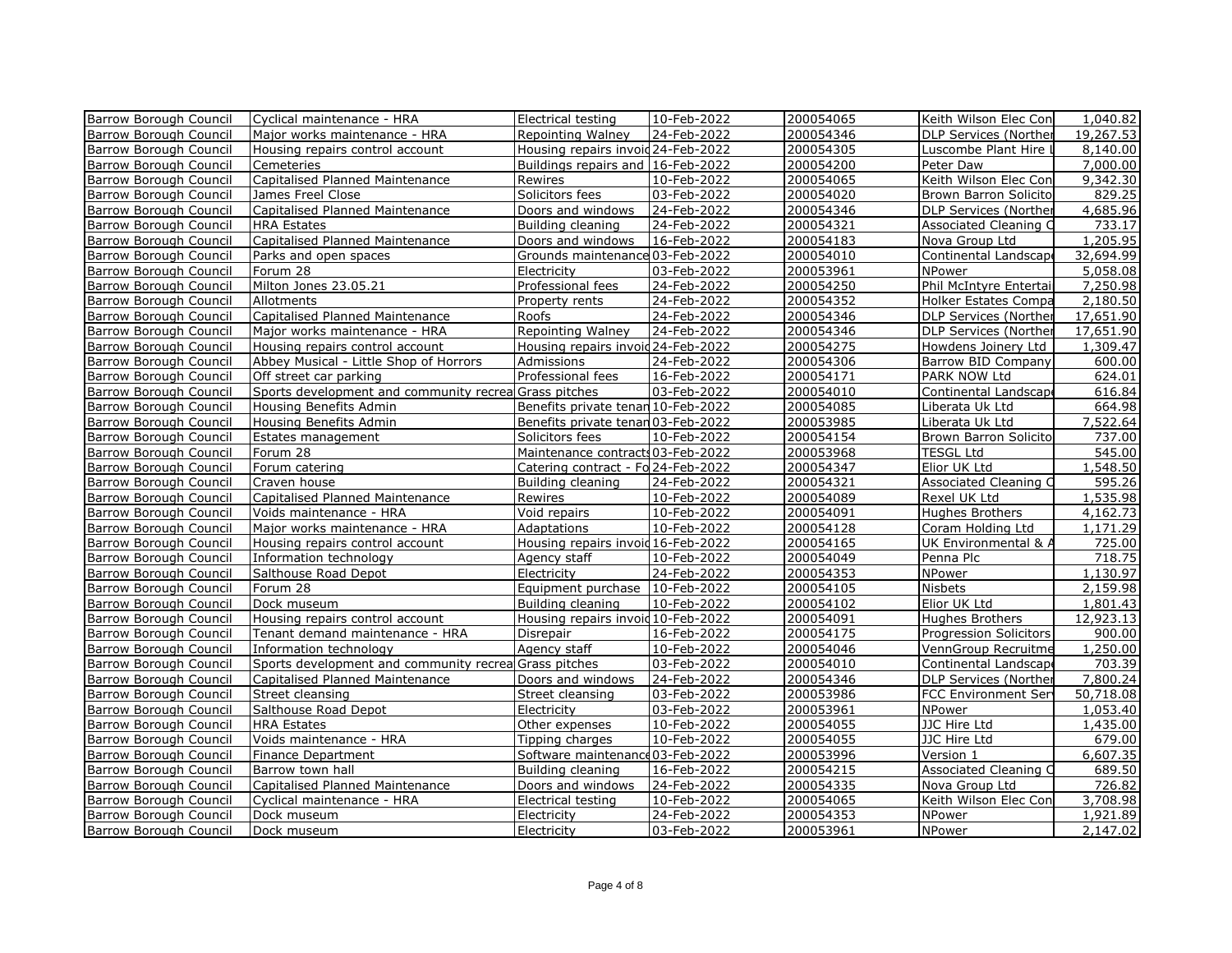| Barrow Borough Council | Cyclical maintenance - HRA | Electrical testing | 10-Feb-2022 | 200054065 | Keith Wilson Elec Con | 1,040.82 |
|---|---|---|---|---|---|---|
| Barrow Borough Council | Major works maintenance - HRA | Repointing Walney | 24-Feb-2022 | 200054346 | DLP Services (Norther | 19,267.53 |
| Barrow Borough Council | Housing repairs control account | Housing repairs invoid | 24-Feb-2022 | 200054305 | Luscombe Plant Hire L | 8,140.00 |
| Barrow Borough Council | Cemeteries | Buildings repairs and | 16-Feb-2022 | 200054200 | Peter Daw | 7,000.00 |
| Barrow Borough Council | Capitalised Planned Maintenance | Rewires | 10-Feb-2022 | 200054065 | Keith Wilson Elec Con | 9,342.30 |
| Barrow Borough Council | James Freel Close | Solicitors fees | 03-Feb-2022 | 200054020 | Brown Barron Solicito | 829.25 |
| Barrow Borough Council | Capitalised Planned Maintenance | Doors and windows | 24-Feb-2022 | 200054346 | DLP Services (Norther | 4,685.96 |
| Barrow Borough Council | HRA Estates | Building cleaning | 24-Feb-2022 | 200054321 | Associated Cleaning C | 733.17 |
| Barrow Borough Council | Capitalised Planned Maintenance | Doors and windows | 16-Feb-2022 | 200054183 | Nova Group Ltd | 1,205.95 |
| Barrow Borough Council | Parks and open spaces | Grounds maintenance | 03-Feb-2022 | 200054010 | Continental Landscape | 32,694.99 |
| Barrow Borough Council | Forum 28 | Electricity | 03-Feb-2022 | 200053961 | NPower | 5,058.08 |
| Barrow Borough Council | Milton Jones 23.05.21 | Professional fees | 24-Feb-2022 | 200054250 | Phil McIntyre Entertai | 7,250.98 |
| Barrow Borough Council | Allotments | Property rents | 24-Feb-2022 | 200054352 | Holker Estates Compa | 2,180.50 |
| Barrow Borough Council | Capitalised Planned Maintenance | Roofs | 24-Feb-2022 | 200054346 | DLP Services (Norther | 17,651.90 |
| Barrow Borough Council | Major works maintenance - HRA | Repointing Walney | 24-Feb-2022 | 200054346 | DLP Services (Norther | 17,651.90 |
| Barrow Borough Council | Housing repairs control account | Housing repairs invoid | 24-Feb-2022 | 200054275 | Howdens Joinery Ltd | 1,309.47 |
| Barrow Borough Council | Abbey Musical - Little Shop of Horrors | Admissions | 24-Feb-2022 | 200054306 | Barrow BID Company | 600.00 |
| Barrow Borough Council | Off street car parking | Professional fees | 16-Feb-2022 | 200054171 | PARK NOW Ltd | 624.01 |
| Barrow Borough Council | Sports development and community recrea | Grass pitches | 03-Feb-2022 | 200054010 | Continental Landscape | 616.84 |
| Barrow Borough Council | Housing Benefits Admin | Benefits private tenan | 10-Feb-2022 | 200054085 | Liberata Uk Ltd | 664.98 |
| Barrow Borough Council | Housing Benefits Admin | Benefits private tenan | 03-Feb-2022 | 200053985 | Liberata Uk Ltd | 7,522.64 |
| Barrow Borough Council | Estates management | Solicitors fees | 10-Feb-2022 | 200054154 | Brown Barron Solicito | 737.00 |
| Barrow Borough Council | Forum 28 | Maintenance contracts | 03-Feb-2022 | 200053968 | TESGL Ltd | 545.00 |
| Barrow Borough Council | Forum catering | Catering contract - Fo | 24-Feb-2022 | 200054347 | Elior UK Ltd | 1,548.50 |
| Barrow Borough Council | Craven house | Building cleaning | 24-Feb-2022 | 200054321 | Associated Cleaning C | 595.26 |
| Barrow Borough Council | Capitalised Planned Maintenance | Rewires | 10-Feb-2022 | 200054089 | Rexel UK Ltd | 1,535.98 |
| Barrow Borough Council | Voids maintenance - HRA | Void repairs | 10-Feb-2022 | 200054091 | Hughes Brothers | 4,162.73 |
| Barrow Borough Council | Major works maintenance - HRA | Adaptations | 10-Feb-2022 | 200054128 | Coram Holding Ltd | 1,171.29 |
| Barrow Borough Council | Housing repairs control account | Housing repairs invoid | 16-Feb-2022 | 200054165 | UK Environmental & A | 725.00 |
| Barrow Borough Council | Information technology | Agency staff | 10-Feb-2022 | 200054049 | Penna Plc | 718.75 |
| Barrow Borough Council | Salthouse Road Depot | Electricity | 24-Feb-2022 | 200054353 | NPower | 1,130.97 |
| Barrow Borough Council | Forum 28 | Equipment purchase | 10-Feb-2022 | 200054105 | Nisbets | 2,159.98 |
| Barrow Borough Council | Dock museum | Building cleaning | 10-Feb-2022 | 200054102 | Elior UK Ltd | 1,801.43 |
| Barrow Borough Council | Housing repairs control account | Housing repairs invoid | 10-Feb-2022 | 200054091 | Hughes Brothers | 12,923.13 |
| Barrow Borough Council | Tenant demand maintenance - HRA | Disrepair | 16-Feb-2022 | 200054175 | Progression Solicitors | 900.00 |
| Barrow Borough Council | Information technology | Agency staff | 10-Feb-2022 | 200054046 | VennGroup Recruitme | 1,250.00 |
| Barrow Borough Council | Sports development and community recrea | Grass pitches | 03-Feb-2022 | 200054010 | Continental Landscape | 703.39 |
| Barrow Borough Council | Capitalised Planned Maintenance | Doors and windows | 24-Feb-2022 | 200054346 | DLP Services (Norther | 7,800.24 |
| Barrow Borough Council | Street cleansing | Street cleansing | 03-Feb-2022 | 200053986 | FCC Environment Serv | 50,718.08 |
| Barrow Borough Council | Salthouse Road Depot | Electricity | 03-Feb-2022 | 200053961 | NPower | 1,053.40 |
| Barrow Borough Council | HRA Estates | Other expenses | 10-Feb-2022 | 200054055 | JJC Hire Ltd | 1,435.00 |
| Barrow Borough Council | Voids maintenance - HRA | Tipping charges | 10-Feb-2022 | 200054055 | JJC Hire Ltd | 679.00 |
| Barrow Borough Council | Finance Department | Software maintenance | 03-Feb-2022 | 200053996 | Version 1 | 6,607.35 |
| Barrow Borough Council | Barrow town hall | Building cleaning | 16-Feb-2022 | 200054215 | Associated Cleaning C | 689.50 |
| Barrow Borough Council | Capitalised Planned Maintenance | Doors and windows | 24-Feb-2022 | 200054335 | Nova Group Ltd | 726.82 |
| Barrow Borough Council | Cyclical maintenance - HRA | Electrical testing | 10-Feb-2022 | 200054065 | Keith Wilson Elec Con | 3,708.98 |
| Barrow Borough Council | Dock museum | Electricity | 24-Feb-2022 | 200054353 | NPower | 1,921.89 |
| Barrow Borough Council | Dock museum | Electricity | 03-Feb-2022 | 200053961 | NPower | 2,147.02 |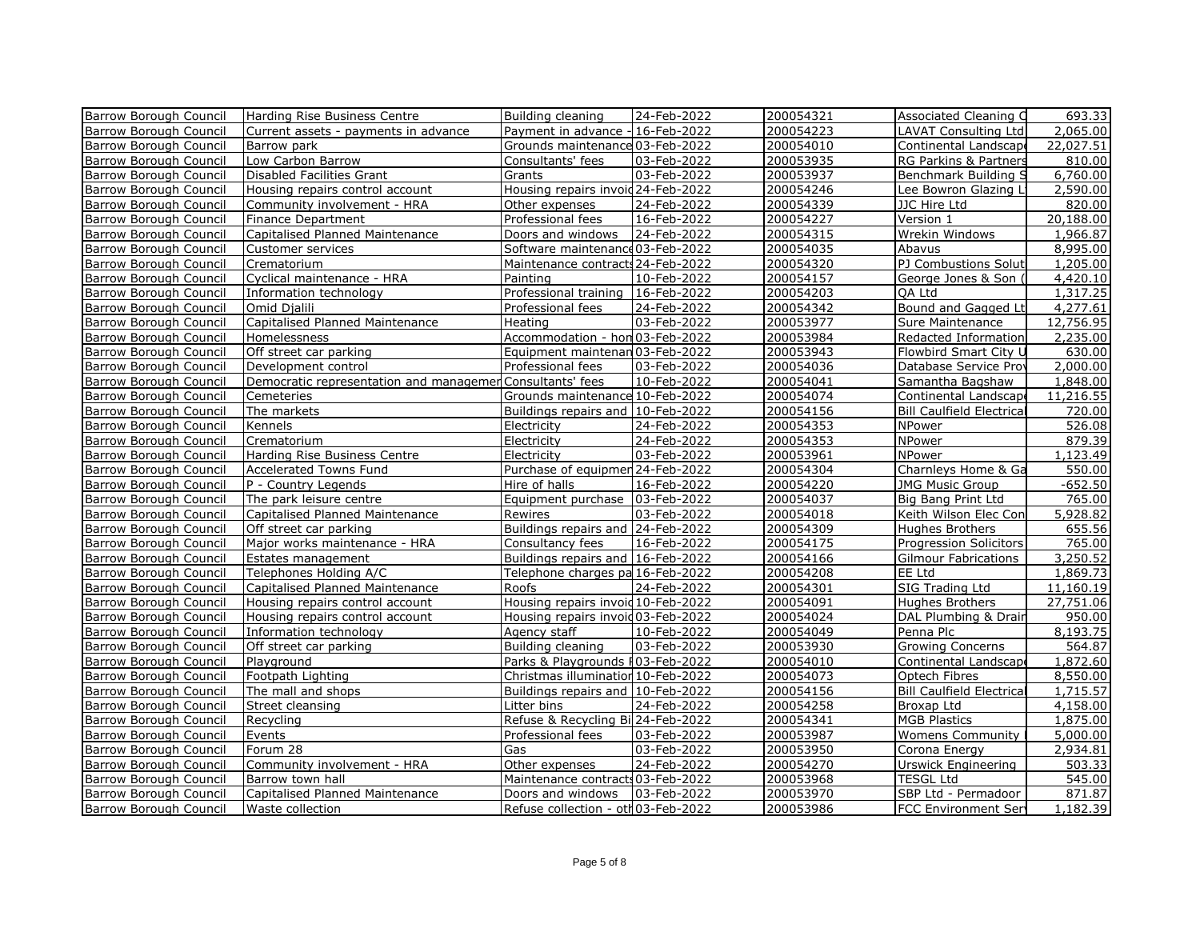| | | | | | | |
|---|---|---|---|---|---|---|
| Barrow Borough Council | Harding Rise Business Centre | Building cleaning | 24-Feb-2022 | 200054321 | Associated Cleaning C | 693.33 |
| Barrow Borough Council | Current assets - payments in advance | Payment in advance - | 16-Feb-2022 | 200054223 | LAVAT Consulting Ltd | 2,065.00 |
| Barrow Borough Council | Barrow park | Grounds maintenance | 03-Feb-2022 | 200054010 | Continental Landscape | 22,027.51 |
| Barrow Borough Council | Low Carbon Barrow | Consultants' fees | 03-Feb-2022 | 200053935 | RG Parkins & Partners | 810.00 |
| Barrow Borough Council | Disabled Facilities Grant | Grants | 03-Feb-2022 | 200053937 | Benchmark Building S | 6,760.00 |
| Barrow Borough Council | Housing repairs control account | Housing repairs invoic | 24-Feb-2022 | 200054246 | Lee Bowron Glazing L | 2,590.00 |
| Barrow Borough Council | Community involvement - HRA | Other expenses | 24-Feb-2022 | 200054339 | JJC Hire Ltd | 820.00 |
| Barrow Borough Council | Finance Department | Professional fees | 16-Feb-2022 | 200054227 | Version 1 | 20,188.00 |
| Barrow Borough Council | Capitalised Planned Maintenance | Doors and windows | 24-Feb-2022 | 200054315 | Wrekin Windows | 1,966.87 |
| Barrow Borough Council | Customer services | Software maintenance | 03-Feb-2022 | 200054035 | Abavus | 8,995.00 |
| Barrow Borough Council | Crematorium | Maintenance contracts | 24-Feb-2022 | 200054320 | PJ Combustions Solut | 1,205.00 |
| Barrow Borough Council | Cyclical maintenance - HRA | Painting | 10-Feb-2022 | 200054157 | George Jones & Son ( | 4,420.10 |
| Barrow Borough Council | Information technology | Professional training | 16-Feb-2022 | 200054203 | QA Ltd | 1,317.25 |
| Barrow Borough Council | Omid Djalili | Professional fees | 24-Feb-2022 | 200054342 | Bound and Gagged Lt | 4,277.61 |
| Barrow Borough Council | Capitalised Planned Maintenance | Heating | 03-Feb-2022 | 200053977 | Sure Maintenance | 12,756.95 |
| Barrow Borough Council | Homelessness | Accommodation - hon | 03-Feb-2022 | 200053984 | Redacted Information | 2,235.00 |
| Barrow Borough Council | Off street car parking | Equipment maintenan | 03-Feb-2022 | 200053943 | Flowbird Smart City U | 630.00 |
| Barrow Borough Council | Development control | Professional fees | 03-Feb-2022 | 200054036 | Database Service Prov | 2,000.00 |
| Barrow Borough Council | Democratic representation and managemer | Consultants' fees | 10-Feb-2022 | 200054041 | Samantha Bagshaw | 1,848.00 |
| Barrow Borough Council | Cemeteries | Grounds maintenance | 10-Feb-2022 | 200054074 | Continental Landscape | 11,216.55 |
| Barrow Borough Council | The markets | Buildings repairs and | 10-Feb-2022 | 200054156 | Bill Caulfield Electrical | 720.00 |
| Barrow Borough Council | Kennels | Electricity | 24-Feb-2022 | 200054353 | NPower | 526.08 |
| Barrow Borough Council | Crematorium | Electricity | 24-Feb-2022 | 200054353 | NPower | 879.39 |
| Barrow Borough Council | Harding Rise Business Centre | Electricity | 03-Feb-2022 | 200053961 | NPower | 1,123.49 |
| Barrow Borough Council | Accelerated Towns Fund | Purchase of equipmen | 24-Feb-2022 | 200054304 | Charnleys Home & Ga | 550.00 |
| Barrow Borough Council | P - Country Legends | Hire of halls | 16-Feb-2022 | 200054220 | JMG Music Group | -652.50 |
| Barrow Borough Council | The park leisure centre | Equipment purchase | 03-Feb-2022 | 200054037 | Big Bang Print Ltd | 765.00 |
| Barrow Borough Council | Capitalised Planned Maintenance | Rewires | 03-Feb-2022 | 200054018 | Keith Wilson Elec Con | 5,928.82 |
| Barrow Borough Council | Off street car parking | Buildings repairs and | 24-Feb-2022 | 200054309 | Hughes Brothers | 655.56 |
| Barrow Borough Council | Major works maintenance - HRA | Consultancy fees | 16-Feb-2022 | 200054175 | Progression Solicitors | 765.00 |
| Barrow Borough Council | Estates management | Buildings repairs and | 16-Feb-2022 | 200054166 | Gilmour Fabrications | 3,250.52 |
| Barrow Borough Council | Telephones Holding A/C | Telephone charges pa | 16-Feb-2022 | 200054208 | EE Ltd | 1,869.73 |
| Barrow Borough Council | Capitalised Planned Maintenance | Roofs | 24-Feb-2022 | 200054301 | SIG Trading Ltd | 11,160.19 |
| Barrow Borough Council | Housing repairs control account | Housing repairs invoic | 10-Feb-2022 | 200054091 | Hughes Brothers | 27,751.06 |
| Barrow Borough Council | Housing repairs control account | Housing repairs invoic | 03-Feb-2022 | 200054024 | DAL Plumbing & Drair | 950.00 |
| Barrow Borough Council | Information technology | Agency staff | 10-Feb-2022 | 200054049 | Penna Plc | 8,193.75 |
| Barrow Borough Council | Off street car parking | Building cleaning | 03-Feb-2022 | 200053930 | Growing Concerns | 564.87 |
| Barrow Borough Council | Playground | Parks & Playgrounds F | 03-Feb-2022 | 200054010 | Continental Landscape | 1,872.60 |
| Barrow Borough Council | Footpath Lighting | Christmas illuminatior | 10-Feb-2022 | 200054073 | Optech Fibres | 8,550.00 |
| Barrow Borough Council | The mall and shops | Buildings repairs and | 10-Feb-2022 | 200054156 | Bill Caulfield Electrical | 1,715.57 |
| Barrow Borough Council | Street cleansing | Litter bins | 24-Feb-2022 | 200054258 | Broxap Ltd | 4,158.00 |
| Barrow Borough Council | Recycling | Refuse & Recycling Bi | 24-Feb-2022 | 200054341 | MGB Plastics | 1,875.00 |
| Barrow Borough Council | Events | Professional fees | 03-Feb-2022 | 200053987 | Womens Community | 5,000.00 |
| Barrow Borough Council | Forum 28 | Gas | 03-Feb-2022 | 200053950 | Corona Energy | 2,934.81 |
| Barrow Borough Council | Community involvement - HRA | Other expenses | 24-Feb-2022 | 200054270 | Urswick Engineering | 503.33 |
| Barrow Borough Council | Barrow town hall | Maintenance contracts | 03-Feb-2022 | 200053968 | TESGL Ltd | 545.00 |
| Barrow Borough Council | Capitalised Planned Maintenance | Doors and windows | 03-Feb-2022 | 200053970 | SBP Ltd - Permadoor | 871.87 |
| Barrow Borough Council | Waste collection | Refuse collection - otl | 03-Feb-2022 | 200053986 | FCC Environment Serv | 1,182.39 |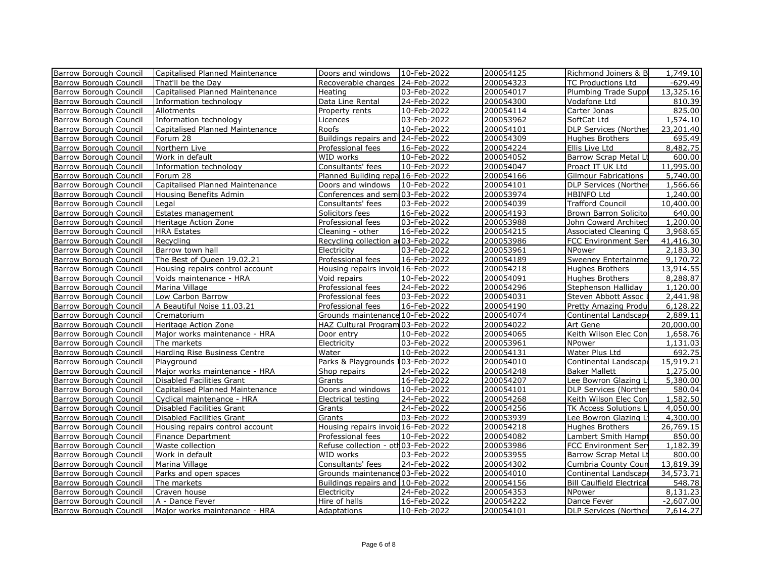| | | | | | | |
|---|---|---|---|---|---|---|
| Barrow Borough Council | Capitalised Planned Maintenance | Doors and windows | 10-Feb-2022 | 200054125 | Richmond Joiners & B | 1,749.10 |
| Barrow Borough Council | That'll be the Day | Recoverable charges | 24-Feb-2022 | 200054323 | TC Productions Ltd | -629.49 |
| Barrow Borough Council | Capitalised Planned Maintenance | Heating | 03-Feb-2022 | 200054017 | Plumbing Trade Suppl | 13,325.16 |
| Barrow Borough Council | Information technology | Data Line Rental | 24-Feb-2022 | 200054300 | Vodafone Ltd | 810.39 |
| Barrow Borough Council | Allotments | Property rents | 10-Feb-2022 | 200054114 | Carter Jonas | 825.00 |
| Barrow Borough Council | Information technology | Licences | 03-Feb-2022 | 200053962 | SoftCat Ltd | 1,574.10 |
| Barrow Borough Council | Capitalised Planned Maintenance | Roofs | 10-Feb-2022 | 200054101 | DLP Services (Norther | 23,201.40 |
| Barrow Borough Council | Forum 28 | Buildings repairs and | 24-Feb-2022 | 200054309 | Hughes Brothers | 695.49 |
| Barrow Borough Council | Northern Live | Professional fees | 16-Feb-2022 | 200054224 | Ellis Live Ltd | 8,482.75 |
| Barrow Borough Council | Work in default | WID works | 10-Feb-2022 | 200054052 | Barrow Scrap Metal Lt | 600.00 |
| Barrow Borough Council | Information technology | Consultants' fees | 10-Feb-2022 | 200054047 | Proact IT UK Ltd | 11,995.00 |
| Barrow Borough Council | Forum 28 | Planned Building repa | 16-Feb-2022 | 200054166 | Gilmour Fabrications | 5,740.00 |
| Barrow Borough Council | Capitalised Planned Maintenance | Doors and windows | 10-Feb-2022 | 200054101 | DLP Services (Norther | 1,566.66 |
| Barrow Borough Council | Housing Benefits Admin | Conferences and semi | 03-Feb-2022 | 200053974 | HBINFO Ltd | 1,240.00 |
| Barrow Borough Council | Legal | Consultants' fees | 03-Feb-2022 | 200054039 | Trafford Council | 10,400.00 |
| Barrow Borough Council | Estates management | Solicitors fees | 16-Feb-2022 | 200054193 | Brown Barron Solicito | 640.00 |
| Barrow Borough Council | Heritage Action Zone | Professional fees | 03-Feb-2022 | 200053988 | John Coward Architec | 1,200.00 |
| Barrow Borough Council | HRA Estates | Cleaning - other | 16-Feb-2022 | 200054215 | Associated Cleaning C | 3,968.65 |
| Barrow Borough Council | Recycling | Recycling collection a | 03-Feb-2022 | 200053986 | FCC Environment Serv | 41,416.30 |
| Barrow Borough Council | Barrow town hall | Electricity | 03-Feb-2022 | 200053961 | NPower | 2,183.30 |
| Barrow Borough Council | The Best of Queen 19.02.21 | Professional fees | 16-Feb-2022 | 200054189 | Sweeney Entertainme | 9,170.72 |
| Barrow Borough Council | Housing repairs control account | Housing repairs invoic | 16-Feb-2022 | 200054218 | Hughes Brothers | 13,914.55 |
| Barrow Borough Council | Voids maintenance - HRA | Void repairs | 10-Feb-2022 | 200054091 | Hughes Brothers | 8,288.87 |
| Barrow Borough Council | Marina Village | Professional fees | 24-Feb-2022 | 200054296 | Stephenson Halliday | 1,120.00 |
| Barrow Borough Council | Low Carbon Barrow | Professional fees | 03-Feb-2022 | 200054031 | Steven Abbott Assoc | 2,441.98 |
| Barrow Borough Council | A Beautiful Noise 11.03.21 | Professional fees | 16-Feb-2022 | 200054190 | Pretty Amazing Produ | 6,128.22 |
| Barrow Borough Council | Crematorium | Grounds maintenance | 10-Feb-2022 | 200054074 | Continental Landscap | 2,889.11 |
| Barrow Borough Council | Heritage Action Zone | HAZ Cultural Program | 03-Feb-2022 | 200054022 | Art Gene | 20,000.00 |
| Barrow Borough Council | Major works maintenance - HRA | Door entry | 10-Feb-2022 | 200054065 | Keith Wilson Elec Con | 1,658.76 |
| Barrow Borough Council | The markets | Electricity | 03-Feb-2022 | 200053961 | NPower | 1,131.03 |
| Barrow Borough Council | Harding Rise Business Centre | Water | 10-Feb-2022 | 200054131 | Water Plus Ltd | 692.75 |
| Barrow Borough Council | Playground | Parks & Playgrounds I | 03-Feb-2022 | 200054010 | Continental Landscap | 15,919.21 |
| Barrow Borough Council | Major works maintenance - HRA | Shop repairs | 24-Feb-2022 | 200054248 | Baker Mallett | 1,275.00 |
| Barrow Borough Council | Disabled Facilities Grant | Grants | 16-Feb-2022 | 200054207 | Lee Bowron Glazing L | 5,380.00 |
| Barrow Borough Council | Capitalised Planned Maintenance | Doors and windows | 10-Feb-2022 | 200054101 | DLP Services (Norther | 580.04 |
| Barrow Borough Council | Cyclical maintenance - HRA | Electrical testing | 24-Feb-2022 | 200054268 | Keith Wilson Elec Con | 1,582.50 |
| Barrow Borough Council | Disabled Facilities Grant | Grants | 24-Feb-2022 | 200054256 | TK Access Solutions L | 4,050.00 |
| Barrow Borough Council | Disabled Facilities Grant | Grants | 03-Feb-2022 | 200053939 | Lee Bowron Glazing L | 4,300.00 |
| Barrow Borough Council | Housing repairs control account | Housing repairs invoic | 16-Feb-2022 | 200054218 | Hughes Brothers | 26,769.15 |
| Barrow Borough Council | Finance Department | Professional fees | 10-Feb-2022 | 200054082 | Lambert Smith Hampt | 850.00 |
| Barrow Borough Council | Waste collection | Refuse collection - oth | 03-Feb-2022 | 200053986 | FCC Environment Serv | 1,182.39 |
| Barrow Borough Council | Work in default | WID works | 03-Feb-2022 | 200053955 | Barrow Scrap Metal Lt | 800.00 |
| Barrow Borough Council | Marina Village | Consultants' fees | 24-Feb-2022 | 200054302 | Cumbria County Coun | 13,819.39 |
| Barrow Borough Council | Parks and open spaces | Grounds maintenance | 03-Feb-2022 | 200054010 | Continental Landscap | 34,573.71 |
| Barrow Borough Council | The markets | Buildings repairs and | 10-Feb-2022 | 200054156 | Bill Caulfield Electrica | 548.78 |
| Barrow Borough Council | Craven house | Electricity | 24-Feb-2022 | 200054353 | NPower | 8,131.23 |
| Barrow Borough Council | A - Dance Fever | Hire of halls | 16-Feb-2022 | 200054222 | Dance Fever | -2,607.00 |
| Barrow Borough Council | Major works maintenance - HRA | Adaptations | 10-Feb-2022 | 200054101 | DLP Services (Norther | 7,614.27 |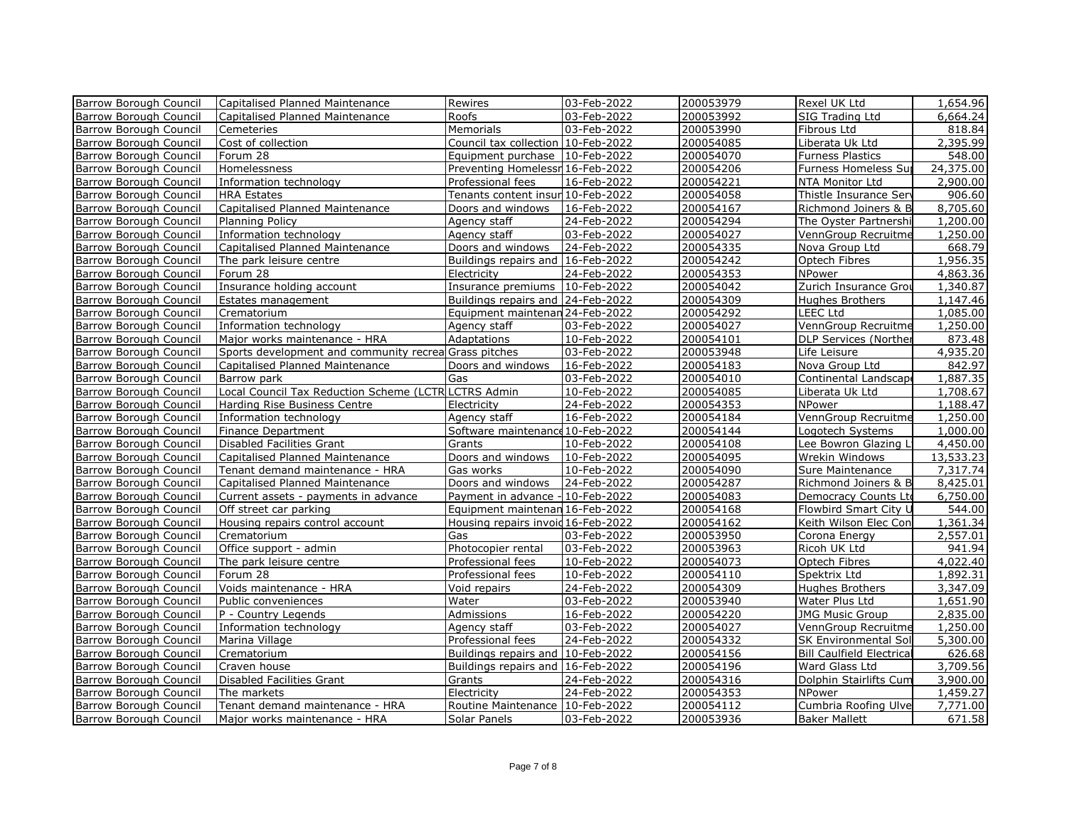| Barrow Borough Council | Capitalised Planned Maintenance | Rewires | 03-Feb-2022 | 200053979 | Rexel UK Ltd | 1,654.96 |
|---|---|---|---|---|---|---|
| Barrow Borough Council | Capitalised Planned Maintenance | Roofs | 03-Feb-2022 | 200053992 | SIG Trading Ltd | 6,664.24 |
| Barrow Borough Council | Cemeteries | Memorials | 03-Feb-2022 | 200053990 | Fibrous Ltd | 818.84 |
| Barrow Borough Council | Cost of collection | Council tax collection | 10-Feb-2022 | 200054085 | Liberata Uk Ltd | 2,395.99 |
| Barrow Borough Council | Forum 28 | Equipment purchase | 10-Feb-2022 | 200054070 | Furness Plastics | 548.00 |
| Barrow Borough Council | Homelessness | Preventing Homelessn | 16-Feb-2022 | 200054206 | Furness Homeless Su | 24,375.00 |
| Barrow Borough Council | Information technology | Professional fees | 16-Feb-2022 | 200054221 | NTA Monitor Ltd | 2,900.00 |
| Barrow Borough Council | HRA Estates | Tenants content insur | 10-Feb-2022 | 200054058 | Thistle Insurance Serv | 906.60 |
| Barrow Borough Council | Capitalised Planned Maintenance | Doors and windows | 16-Feb-2022 | 200054167 | Richmond Joiners & B | 8,705.60 |
| Barrow Borough Council | Planning Policy | Agency staff | 24-Feb-2022 | 200054294 | The Oyster Partnershi | 1,200.00 |
| Barrow Borough Council | Information technology | Agency staff | 03-Feb-2022 | 200054027 | VennGroup Recruitme | 1,250.00 |
| Barrow Borough Council | Capitalised Planned Maintenance | Doors and windows | 24-Feb-2022 | 200054335 | Nova Group Ltd | 668.79 |
| Barrow Borough Council | The park leisure centre | Buildings repairs and | 16-Feb-2022 | 200054242 | Optech Fibres | 1,956.35 |
| Barrow Borough Council | Forum 28 | Electricity | 24-Feb-2022 | 200054353 | NPower | 4,863.36 |
| Barrow Borough Council | Insurance holding account | Insurance premiums | 10-Feb-2022 | 200054042 | Zurich Insurance Grou | 1,340.87 |
| Barrow Borough Council | Estates management | Buildings repairs and | 24-Feb-2022 | 200054309 | Hughes Brothers | 1,147.46 |
| Barrow Borough Council | Crematorium | Equipment maintenan | 24-Feb-2022 | 200054292 | LEEC Ltd | 1,085.00 |
| Barrow Borough Council | Information technology | Agency staff | 03-Feb-2022 | 200054027 | VennGroup Recruitme | 1,250.00 |
| Barrow Borough Council | Major works maintenance - HRA | Adaptations | 10-Feb-2022 | 200054101 | DLP Services (Norther | 873.48 |
| Barrow Borough Council | Sports development and community recrea | Grass pitches | 03-Feb-2022 | 200053948 | Life Leisure | 4,935.20 |
| Barrow Borough Council | Capitalised Planned Maintenance | Doors and windows | 16-Feb-2022 | 200054183 | Nova Group Ltd | 842.97 |
| Barrow Borough Council | Barrow park | Gas | 03-Feb-2022 | 200054010 | Continental Landscap | 1,887.35 |
| Barrow Borough Council | Local Council Tax Reduction Scheme (LCTR | LCTRS Admin | 10-Feb-2022 | 200054085 | Liberata Uk Ltd | 1,708.67 |
| Barrow Borough Council | Harding Rise Business Centre | Electricity | 24-Feb-2022 | 200054353 | NPower | 1,188.47 |
| Barrow Borough Council | Information technology | Agency staff | 16-Feb-2022 | 200054184 | VennGroup Recruitme | 1,250.00 |
| Barrow Borough Council | Finance Department | Software maintenance | 10-Feb-2022 | 200054144 | Logotech Systems | 1,000.00 |
| Barrow Borough Council | Disabled Facilities Grant | Grants | 10-Feb-2022 | 200054108 | Lee Bowron Glazing L | 4,450.00 |
| Barrow Borough Council | Capitalised Planned Maintenance | Doors and windows | 10-Feb-2022 | 200054095 | Wrekin Windows | 13,533.23 |
| Barrow Borough Council | Tenant demand maintenance - HRA | Gas works | 10-Feb-2022 | 200054090 | Sure Maintenance | 7,317.74 |
| Barrow Borough Council | Capitalised Planned Maintenance | Doors and windows | 24-Feb-2022 | 200054287 | Richmond Joiners & B | 8,425.01 |
| Barrow Borough Council | Current assets - payments in advance | Payment in advance - | 10-Feb-2022 | 200054083 | Democracy Counts Ltd | 6,750.00 |
| Barrow Borough Council | Off street car parking | Equipment maintenan | 16-Feb-2022 | 200054168 | Flowbird Smart City U | 544.00 |
| Barrow Borough Council | Housing repairs control account | Housing repairs invoic | 16-Feb-2022 | 200054162 | Keith Wilson Elec Con | 1,361.34 |
| Barrow Borough Council | Crematorium | Gas | 03-Feb-2022 | 200053950 | Corona Energy | 2,557.01 |
| Barrow Borough Council | Office support - admin | Photocopier rental | 03-Feb-2022 | 200053963 | Ricoh UK Ltd | 941.94 |
| Barrow Borough Council | The park leisure centre | Professional fees | 10-Feb-2022 | 200054073 | Optech Fibres | 4,022.40 |
| Barrow Borough Council | Forum 28 | Professional fees | 10-Feb-2022 | 200054110 | Spektrix Ltd | 1,892.31 |
| Barrow Borough Council | Voids maintenance - HRA | Void repairs | 24-Feb-2022 | 200054309 | Hughes Brothers | 3,347.09 |
| Barrow Borough Council | Public conveniences | Water | 03-Feb-2022 | 200053940 | Water Plus Ltd | 1,651.90 |
| Barrow Borough Council | P - Country Legends | Admissions | 16-Feb-2022 | 200054220 | JMG Music Group | 2,835.00 |
| Barrow Borough Council | Information technology | Agency staff | 03-Feb-2022 | 200054027 | VennGroup Recruitme | 1,250.00 |
| Barrow Borough Council | Marina Village | Professional fees | 24-Feb-2022 | 200054332 | SK Environmental Sol | 5,300.00 |
| Barrow Borough Council | Crematorium | Buildings repairs and | 10-Feb-2022 | 200054156 | Bill Caulfield Electrica | 626.68 |
| Barrow Borough Council | Craven house | Buildings repairs and | 16-Feb-2022 | 200054196 | Ward Glass Ltd | 3,709.56 |
| Barrow Borough Council | Disabled Facilities Grant | Grants | 24-Feb-2022 | 200054316 | Dolphin Stairlifts Cum | 3,900.00 |
| Barrow Borough Council | The markets | Electricity | 24-Feb-2022 | 200054353 | NPower | 1,459.27 |
| Barrow Borough Council | Tenant demand maintenance - HRA | Routine Maintenance | 10-Feb-2022 | 200054112 | Cumbria Roofing Ulve | 7,771.00 |
| Barrow Borough Council | Major works maintenance - HRA | Solar Panels | 03-Feb-2022 | 200053936 | Baker Mallett | 671.58 |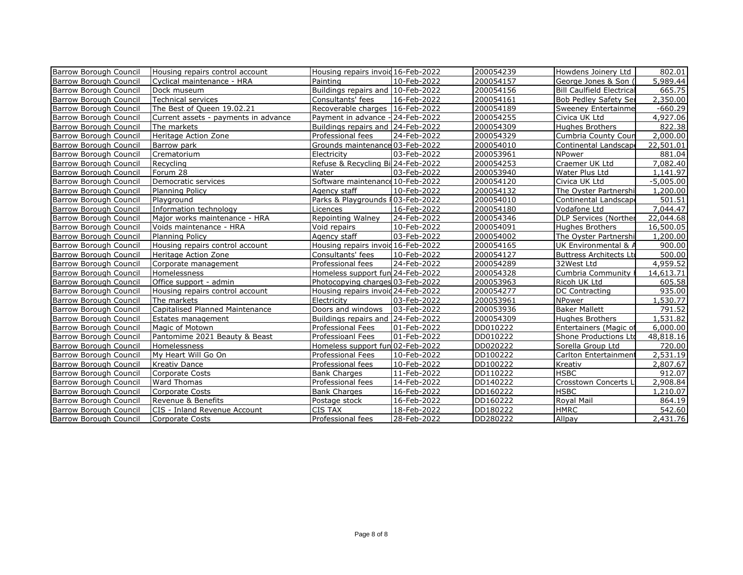| | | | | | | |
|---|---|---|---|---|---|---|
| Barrow Borough Council | Housing repairs control account | Housing repairs invoid | 16-Feb-2022 | 200054239 | Howdens Joinery Ltd | 802.01 |
| Barrow Borough Council | Cyclical maintenance - HRA | Painting | 10-Feb-2022 | 200054157 | George Jones & Son ( | 5,989.44 |
| Barrow Borough Council | Dock museum | Buildings repairs and | 10-Feb-2022 | 200054156 | Bill Caulfield Electrical | 665.75 |
| Barrow Borough Council | Technical services | Consultants' fees | 16-Feb-2022 | 200054161 | Bob Pedley Safety Se | 2,350.00 |
| Barrow Borough Council | The Best of Queen 19.02.21 | Recoverable charges | 16-Feb-2022 | 200054189 | Sweeney Entertainme | -660.29 |
| Barrow Borough Council | Current assets - payments in advance | Payment in advance - | 24-Feb-2022 | 200054255 | Civica UK Ltd | 4,927.06 |
| Barrow Borough Council | The markets | Buildings repairs and | 24-Feb-2022 | 200054309 | Hughes Brothers | 822.38 |
| Barrow Borough Council | Heritage Action Zone | Professional fees | 24-Feb-2022 | 200054329 | Cumbria County Coun | 2,000.00 |
| Barrow Borough Council | Barrow park | Grounds maintenance | 03-Feb-2022 | 200054010 | Continental Landscape | 22,501.01 |
| Barrow Borough Council | Crematorium | Electricity | 03-Feb-2022 | 200053961 | NPower | 881.04 |
| Barrow Borough Council | Recycling | Refuse & Recycling Bi | 24-Feb-2022 | 200054253 | Craemer UK Ltd | 7,082.40 |
| Barrow Borough Council | Forum 28 | Water | 03-Feb-2022 | 200053940 | Water Plus Ltd | 1,141.97 |
| Barrow Borough Council | Democratic services | Software maintenance | 10-Feb-2022 | 200054120 | Civica UK Ltd | -5,005.00 |
| Barrow Borough Council | Planning Policy | Agency staff | 10-Feb-2022 | 200054132 | The Oyster Partnershi | 1,200.00 |
| Barrow Borough Council | Playground | Parks & Playgrounds | 03-Feb-2022 | 200054010 | Continental Landscape | 501.51 |
| Barrow Borough Council | Information technology | Licences | 16-Feb-2022 | 200054180 | Vodafone Ltd | 7,044.47 |
| Barrow Borough Council | Major works maintenance - HRA | Repointing Walney | 24-Feb-2022 | 200054346 | DLP Services (Norther | 22,044.68 |
| Barrow Borough Council | Voids maintenance - HRA | Void repairs | 10-Feb-2022 | 200054091 | Hughes Brothers | 16,500.05 |
| Barrow Borough Council | Planning Policy | Agency staff | 03-Feb-2022 | 200054002 | The Oyster Partnershi | 1,200.00 |
| Barrow Borough Council | Housing repairs control account | Housing repairs invoid | 16-Feb-2022 | 200054165 | UK Environmental & A | 900.00 |
| Barrow Borough Council | Heritage Action Zone | Consultants' fees | 10-Feb-2022 | 200054127 | Buttress Architects Lt | 500.00 |
| Barrow Borough Council | Corporate management | Professional fees | 24-Feb-2022 | 200054289 | 32West Ltd | 4,959.52 |
| Barrow Borough Council | Homelessness | Homeless support fun | 24-Feb-2022 | 200054328 | Cumbria Community | 14,613.71 |
| Barrow Borough Council | Office support - admin | Photocopying charges | 03-Feb-2022 | 200053963 | Ricoh UK Ltd | 605.58 |
| Barrow Borough Council | Housing repairs control account | Housing repairs invoid | 24-Feb-2022 | 200054277 | DC Contracting | 935.00 |
| Barrow Borough Council | The markets | Electricity | 03-Feb-2022 | 200053961 | NPower | 1,530.77 |
| Barrow Borough Council | Capitalised Planned Maintenance | Doors and windows | 03-Feb-2022 | 200053936 | Baker Mallett | 791.52 |
| Barrow Borough Council | Estates management | Buildings repairs and | 24-Feb-2022 | 200054309 | Hughes Brothers | 1,531.82 |
| Barrow Borough Council | Magic of Motown | Professional Fees | 01-Feb-2022 | DD010222 | Entertainers (Magic of | 6,000.00 |
| Barrow Borough Council | Pantomime 2021 Beauty & Beast | Professioanl Fees | 01-Feb-2022 | DD010222 | Shone Productions Ltd | 48,818.16 |
| Barrow Borough Council | Homelessness | Homeless support fun | 02-Feb-2022 | DD020222 | Sorella Group Ltd | 720.00 |
| Barrow Borough Council | My Heart Will Go On | Professional Fees | 10-Feb-2022 | DD100222 | Carlton Entertainment | 2,531.19 |
| Barrow Borough Council | Kreativ Dance | Professional fees | 10-Feb-2022 | DD100222 | Kreativ | 2,807.67 |
| Barrow Borough Council | Corporate Costs | Bank Charges | 11-Feb-2022 | DD110222 | HSBC | 912.07 |
| Barrow Borough Council | Ward Thomas | Professional fees | 14-Feb-2022 | DD140222 | Crosstown Concerts L | 2,908.84 |
| Barrow Borough Council | Corporate Costs | Bank Charges | 16-Feb-2022 | DD160222 | HSBC | 1,210.07 |
| Barrow Borough Council | Revenue & Benefits | Postage stock | 16-Feb-2022 | DD160222 | Royal Mail | 864.19 |
| Barrow Borough Council | CIS - Inland Revenue Account | CIS TAX | 18-Feb-2022 | DD180222 | HMRC | 542.60 |
| Barrow Borough Council | Corporate Costs | Professional fees | 28-Feb-2022 | DD280222 | Allpay | 2,431.76 |